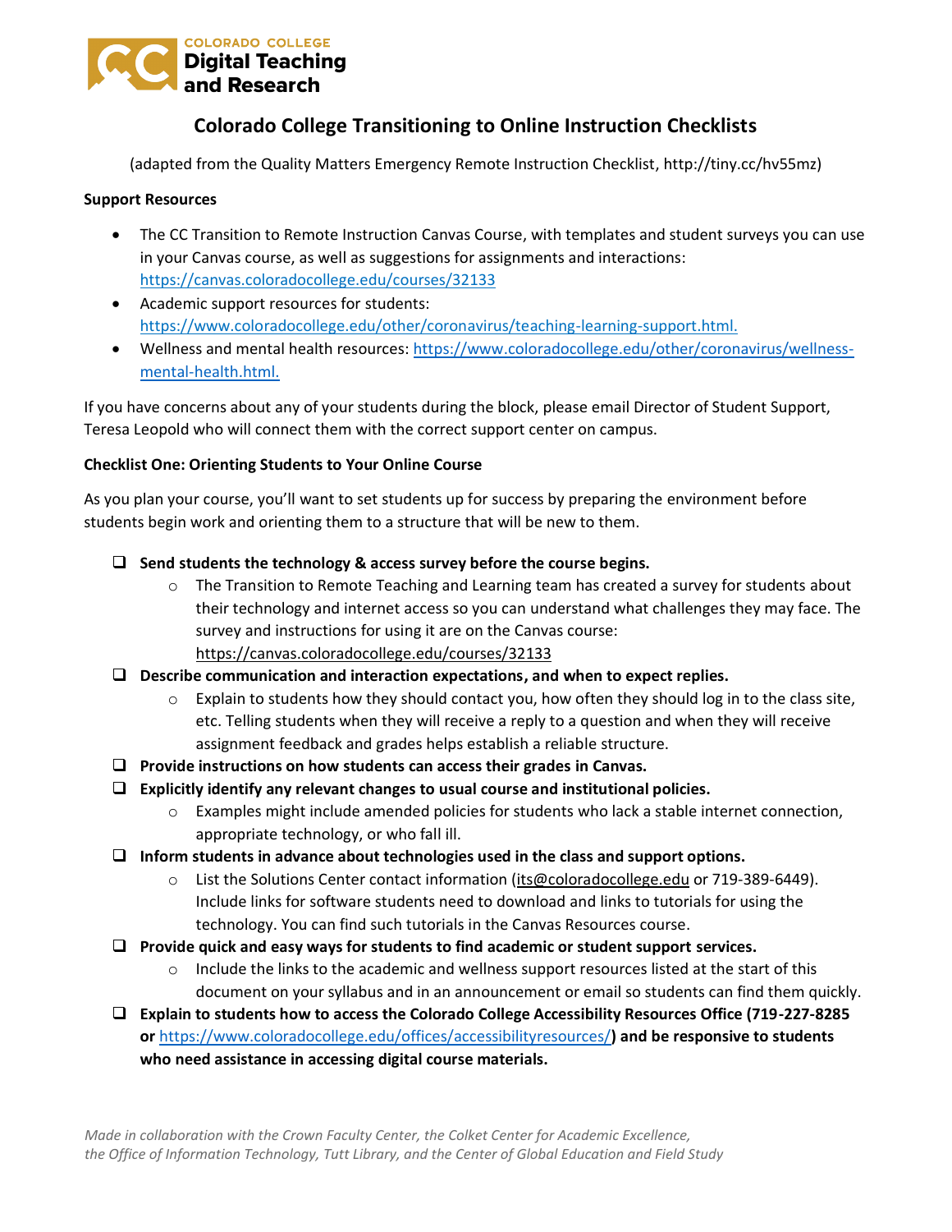COLORADO COLLEGE
**Digital Teaching and Research**

# Colorado College Transitioning to Online Instruction Checklists

(adapted from the Quality Matters Emergency Remote Instruction Checklist, http://tiny.cc/hv55mz)

**Support Resources**

- The CC Transition to Remote Instruction Canvas Course, with templates and student surveys you can use in your Canvas course, as well as suggestions for assignments and interactions: https://canvas.coloradocollege.edu/courses/32133
- Academic support resources for students: https://www.coloradocollege.edu/other/coronavirus/teaching-learning-support.html.
- Wellness and mental health resources: https://www.coloradocollege.edu/other/coronavirus/wellness-mental-health.html.

If you have concerns about any of your students during the block, please email Director of Student Support, Teresa Leopold who will connect them with the correct support center on campus.

**Checklist One: Orienting Students to Your Online Course**

As you plan your course, you'll want to set students up for success by preparing the environment before students begin work and orienting them to a structure that will be new to them.

- ❑ **Send students the technology & access survey before the course begins.**
  - The Transition to Remote Teaching and Learning team has created a survey for students about their technology and internet access so you can understand what challenges they may face. The survey and instructions for using it are on the Canvas course: https://canvas.coloradocollege.edu/courses/32133
- ❑ **Describe communication and interaction expectations, and when to expect replies.**
  - Explain to students how they should contact you, how often they should log in to the class site, etc. Telling students when they will receive a reply to a question and when they will receive assignment feedback and grades helps establish a reliable structure.
- ❑ **Provide instructions on how students can access their grades in Canvas.**
- ❑ **Explicitly identify any relevant changes to usual course and institutional policies.**
  - Examples might include amended policies for students who lack a stable internet connection, appropriate technology, or who fall ill.
- ❑ **Inform students in advance about technologies used in the class and support options.**
  - List the Solutions Center contact information (its@coloradocollege.edu or 719-389-6449). Include links for software students need to download and links to tutorials for using the technology. You can find such tutorials in the Canvas Resources course.
- ❑ **Provide quick and easy ways for students to find academic or student support services.**
  - Include the links to the academic and wellness support resources listed at the start of this document on your syllabus and in an announcement or email so students can find them quickly.
- ❑ **Explain to students how to access the Colorado College Accessibility Resources Office (719-227-8285 or https://www.coloradocollege.edu/offices/accessibilityresources/) and be responsive to students who need assistance in accessing digital course materials.**

*Made in collaboration with the Crown Faculty Center, the Colket Center for Academic Excellence, the Office of Information Technology, Tutt Library, and the Center of Global Education and Field Study*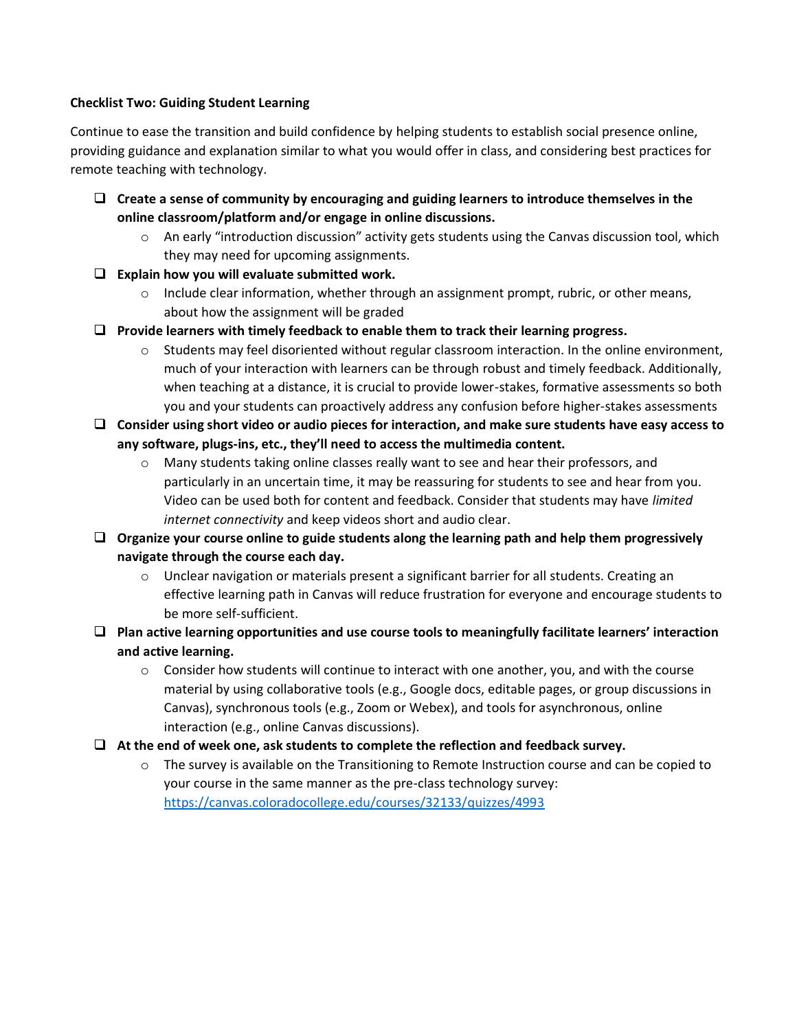**Checklist Two: Guiding Student Learning**

Continue to ease the transition and build confidence by helping students to establish social presence online, providing guidance and explanation similar to what you would offer in class, and considering best practices for remote teaching with technology.

- ❑ **Create a sense of community by encouraging and guiding learners to introduce themselves in the online classroom/platform and/or engage in online discussions.**
  - An early "introduction discussion" activity gets students using the Canvas discussion tool, which they may need for upcoming assignments.
- ❑ **Explain how you will evaluate submitted work.**
  - Include clear information, whether through an assignment prompt, rubric, or other means, about how the assignment will be graded
- ❑ **Provide learners with timely feedback to enable them to track their learning progress.**
  - Students may feel disoriented without regular classroom interaction. In the online environment, much of your interaction with learners can be through robust and timely feedback. Additionally, when teaching at a distance, it is crucial to provide lower-stakes, formative assessments so both you and your students can proactively address any confusion before higher-stakes assessments
- ❑ **Consider using short video or audio pieces for interaction, and make sure students have easy access to any software, plugs-ins, etc., they'll need to access the multimedia content.**
  - Many students taking online classes really want to see and hear their professors, and particularly in an uncertain time, it may be reassuring for students to see and hear from you. Video can be used both for content and feedback. Consider that students may have *limited internet connectivity* and keep videos short and audio clear.
- ❑ **Organize your course online to guide students along the learning path and help them progressively navigate through the course each day.**
  - Unclear navigation or materials present a significant barrier for all students. Creating an effective learning path in Canvas will reduce frustration for everyone and encourage students to be more self-sufficient.
- ❑ **Plan active learning opportunities and use course tools to meaningfully facilitate learners' interaction and active learning.**
  - Consider how students will continue to interact with one another, you, and with the course material by using collaborative tools (e.g., Google docs, editable pages, or group discussions in Canvas), synchronous tools (e.g., Zoom or Webex), and tools for asynchronous, online interaction (e.g., online Canvas discussions).
- ❑ **At the end of week one, ask students to complete the reflection and feedback survey.**
  - The survey is available on the Transitioning to Remote Instruction course and can be copied to your course in the same manner as the pre-class technology survey: [https://canvas.coloradocollege.edu/courses/32133/quizzes/4993](https://canvas.coloradocollege.edu/courses/32133/quizzes/4993)